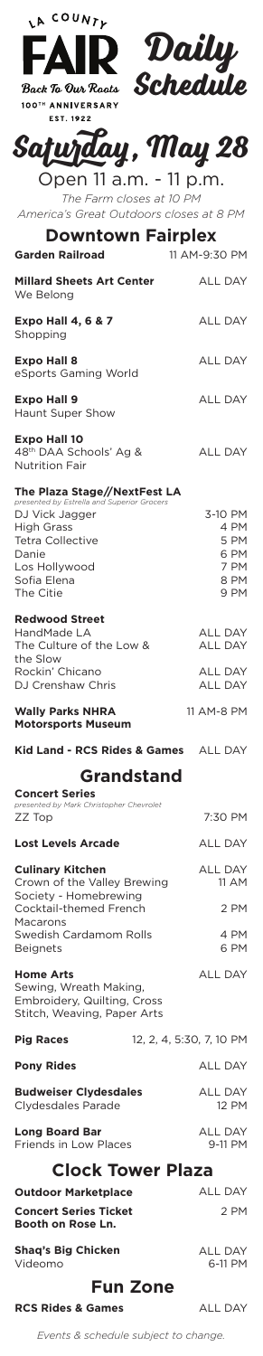LA COUNTY

# FAIR Daily Schedule

Back To Our Roots

100TH ANNIVERSARY

EST. 1922

## Saturday, May 28

Open 11 a.m. - 11 p.m.

*The Farm closes at 10 PM*

*America's Great Outdoors closes at 8 PM*

## Downtown Fairplex

**Garden Railroad** 11 AM-9:30 PM

**Millard Sheets Art Center** ALL DAY
We Belong

**Expo Hall 4, 6 & 7** ALL DAY
Shopping

**Expo Hall 8** ALL DAY
eSports Gaming World

**Expo Hall 9** ALL DAY
Haunt Super Show

**Expo Hall 10** ALL DAY
48th DAA Schools' Ag & Nutrition Fair

**The Plaza Stage//NextFest LA**
*presented by Estrella and Superior Grocers*

| | |
|---|---|
| DJ Vick Jagger | 3-10 PM |
| High Grass | 4 PM |
| Tetra Collective | 5 PM |
| Danie | 6 PM |
| Los Hollywood | 7 PM |
| Sofia Elena | 8 PM |
| The Citie | 9 PM |

**Redwood Street**

| | |
|---|---|
| HandMade LA | ALL DAY |
| The Culture of the Low & the Slow | ALL DAY |
| Rockin' Chicano | ALL DAY |
| DJ Crenshaw Chris | ALL DAY |

**Wally Parks NHRA Motorsports Museum** 11 AM-8 PM

**Kid Land - RCS Rides & Games** ALL DAY

## Grandstand

**Concert Series**
*presented by Mark Christopher Chevrolet*

ZZ Top 7:30 PM

**Lost Levels Arcade** ALL DAY

**Culinary Kitchen** ALL DAY

| | |
|---|---|
| Crown of the Valley Brewing Society - Homebrewing | 11 AM |
| Cocktail-themed French Macarons | 2 PM |
| Swedish Cardamom Rolls | 4 PM |
| Beignets | 6 PM |

**Home Arts** ALL DAY
Sewing, Wreath Making, Embroidery, Quilting, Cross Stitch, Weaving, Paper Arts

**Pig Races** 12, 2, 4, 5:30, 7, 10 PM

**Pony Rides** ALL DAY

**Budweiser Clydesdales** ALL DAY
Clydesdales Parade 12 PM

**Long Board Bar** ALL DAY
Friends in Low Places 9-11 PM

## Clock Tower Plaza

**Outdoor Marketplace** ALL DAY

**Concert Series Ticket Booth on Rose Ln.** 2 PM

**Shaq's Big Chicken** ALL DAY
Videomo 6-11 PM

## Fun Zone

**RCS Rides & Games** ALL DAY

*Events & schedule subject to change.*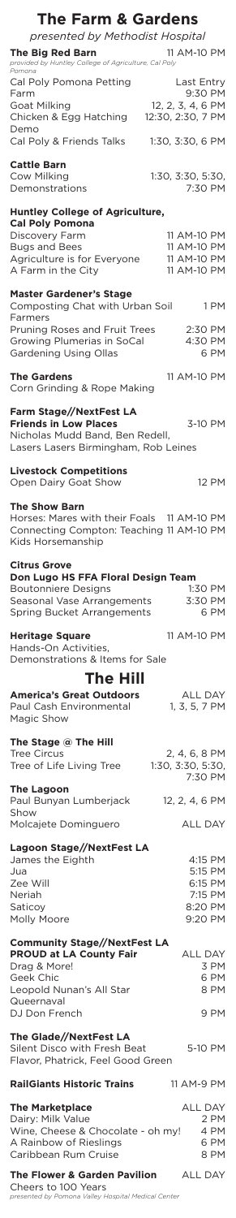# The Farm & Gardens

*presented by Methodist Hospital*

**The Big Red Barn** 11 AM-10 PM
*provided by Huntley College of Agriculture, Cal Poly Pomona*

Cal Poly Pomona Petting Farm — Last Entry 9:30 PM
Goat Milking — 12, 2, 3, 4, 6 PM
Chicken & Egg Hatching Demo — 12:30, 2:30, 7 PM
Cal Poly & Friends Talks — 1:30, 3:30, 6 PM

**Cattle Barn**
Cow Milking Demonstrations — 1:30, 3:30, 5:30, 7:30 PM

**Huntley College of Agriculture, Cal Poly Pomona**
Discovery Farm — 11 AM-10 PM
Bugs and Bees — 11 AM-10 PM
Agriculture is for Everyone — 11 AM-10 PM
A Farm in the City — 11 AM-10 PM

**Master Gardener's Stage**
Composting Chat with Urban Soil Farmers — 1 PM
Pruning Roses and Fruit Trees — 2:30 PM
Growing Plumerias in SoCal — 4:30 PM
Gardening Using Ollas — 6 PM

**The Gardens** 11 AM-10 PM
Corn Grinding & Rope Making

**Farm Stage//NextFest LA**
**Friends in Low Places** 3-10 PM
Nicholas Mudd Band, Ben Redell, Lasers Lasers Birmingham, Rob Leines

**Livestock Competitions**
Open Dairy Goat Show — 12 PM

**The Show Barn**
Horses: Mares with their Foals — 11 AM-10 PM
Connecting Compton: Teaching Kids Horsemanship — 11 AM-10 PM

**Citrus Grove**
**Don Lugo HS FFA Floral Design Team**
Boutonniere Designs — 1:30 PM
Seasonal Vase Arrangements — 3:30 PM
Spring Bucket Arrangements — 6 PM

**Heritage Square** 11 AM-10 PM
Hands-On Activities, Demonstrations & Items for Sale

# The Hill

**America's Great Outdoors** ALL DAY
Paul Cash Environmental Magic Show — 1, 3, 5, 7 PM

**The Stage @ The Hill**
Tree Circus — 2, 4, 6, 8 PM
Tree of Life Living Tree — 1:30, 3:30, 5:30, 7:30 PM

**The Lagoon**
Paul Bunyan Lumberjack Show — 12, 2, 4, 6 PM
Molcajete Dominguero — ALL DAY

**Lagoon Stage//NextFest LA**
James the Eighth — 4:15 PM
Jua — 5:15 PM
Zee Will — 6:15 PM
Neriah — 7:15 PM
Saticoy — 8:20 PM
Molly Moore — 9:20 PM

**Community Stage//NextFest LA**
**PROUD at LA County Fair** ALL DAY
Drag & More! — 3 PM
Geek Chic — 6 PM
Leopold Nunan's All Star Queernaval — 8 PM
DJ Don French — 9 PM

**The Glade//NextFest LA**
Silent Disco with Fresh Beat Flavor, Phatrick, Feel Good Green — 5-10 PM

**RailGiants Historic Trains** 11 AM-9 PM

**The Marketplace** ALL DAY
Dairy: Milk Value — 2 PM
Wine, Cheese & Chocolate - oh my! — 4 PM
A Rainbow of Rieslings — 6 PM
Caribbean Rum Cruise — 8 PM

**The Flower & Garden Pavilion** ALL DAY
Cheers to 100 Years
*presented by Pomona Valley Hospital Medical Center*